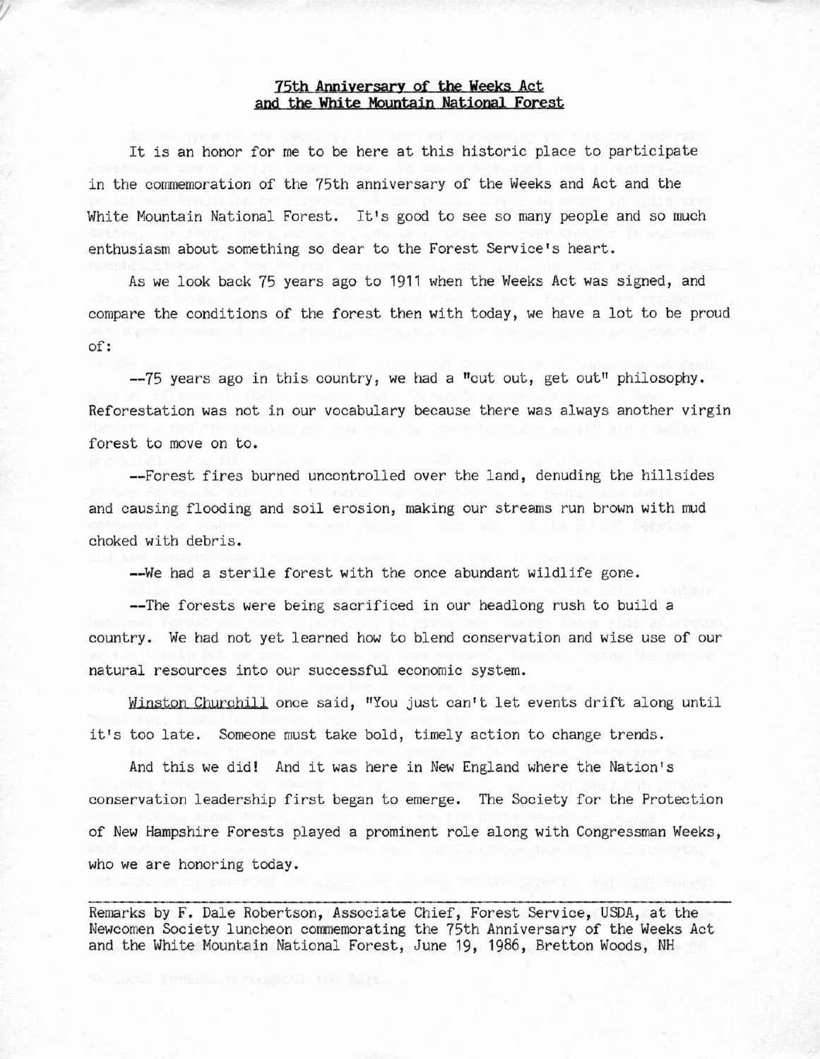## 75th Anniversary of the Weeks Act and the White Mountain National Forest

It is an honor for me to be here at this historic place to participate in the commemoration of the 75th anniversary of the Weeks and Act and the White Mountain National Forest. It's good to see so many people and so much enthusiasm about something so dear to the Forest Service's heart.

As we look back 75 years ago to 1911 when the Weeks Act was signed, and compare the conditions of the forest then with today, we have a lot to be proud of:

--75 years ago in this country, we had a "cut out, get out" philosophy. Reforestation was not in our vocabulary because there was always another virgin forest to move on to.

--Forest fires burned uncontrolled over the land, denuding the hillsides and causing flooding and soil erosion, making our streams run brown with mud choked with debris.

--We had a sterile forest with the once abundant wildlife gone.

--The forests were being sacrificed in our headlong rush to build a country. We had not yet learned how to blend conservation and wise use of our natural resources into our successful economic system.

Winston Churchill once said, "You just can't let events drift along until it's too late. Someone must take bold, timely action to change trends.

And this we did! And it was here in New England where the Nation's conservation leadership first began to emerge. The Society for the Protection of New Hampshire Forests played a prominent role along with Congressman Weeks, who we are honoring today.

---

Remarks by F. Dale Robertson, Associate Chief, Forest Service, USDA, at the Newcomen Society luncheon commemorating the 75th Anniversary of the Weeks Act and the White Mountain National Forest, June 19, 1986, Bretton Woods, NH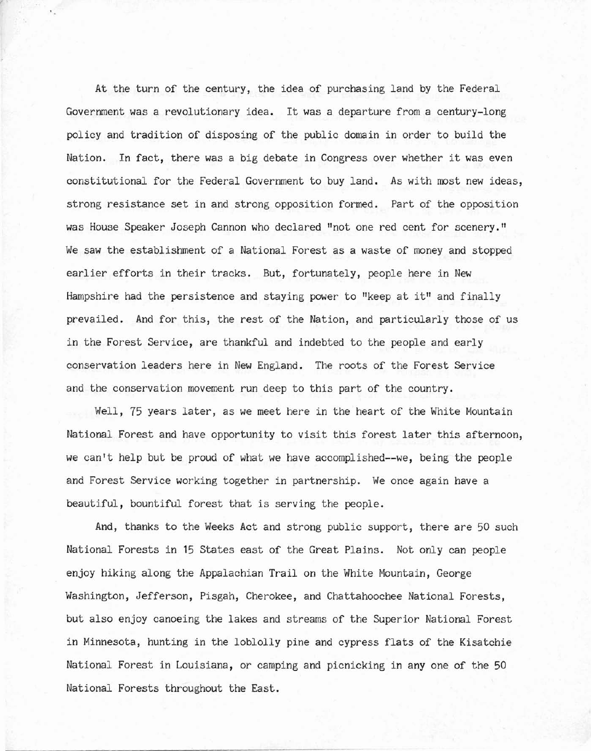At the turn of the century, the idea of purchasing land by the Federal Government was a revolutionary idea. It was a departure from a century-long policy and tradition of disposing of the public domain in order to build the Nation. In fact, there was a big debate in Congress over whether it was even constitutional for the Federal Government to buy land. As with most new ideas, strong resistance set in and strong opposition formed. Part of the opposition was House Speaker Joseph Cannon who declared "not one red cent for scenery." We saw the establishment of a National Forest as a waste of money and stopped earlier efforts in their tracks. But, fortunately, people here in New Hampshire had the persistence and staying power to "keep at it" and finally prevailed. And for this, the rest of the Nation, and particularly those of us in the Forest Service, are thankful and indebted to the people and early conservation leaders here in New England. The roots of the Forest Service and the conservation movement run deep to this part of the country.

Well, 75 years later, as we meet here in the heart of the White Mountain National Forest and have opportunity to visit this forest later this afternoon, we can't help but be proud of what we have accomplished--we, being the people and Forest Service working together in partnership. We once again have a beautiful, bountiful forest that is serving the people.

And, thanks to the Weeks Act and strong public support, there are 50 such National Forests in 15 States east of the Great Plains. Not only can people enjoy hiking along the Appalachian Trail on the White Mountain, George Washington, Jefferson, Pisgah, Cherokee, and Chattahoochee National Forests, but also enjoy canoeing the lakes and streams of the Superior National Forest in Minnesota, hunting in the loblolly pine and cypress flats of the Kisatchie National Forest in Louisiana, or camping and picnicking in any one of the 50 National Forests throughout the East.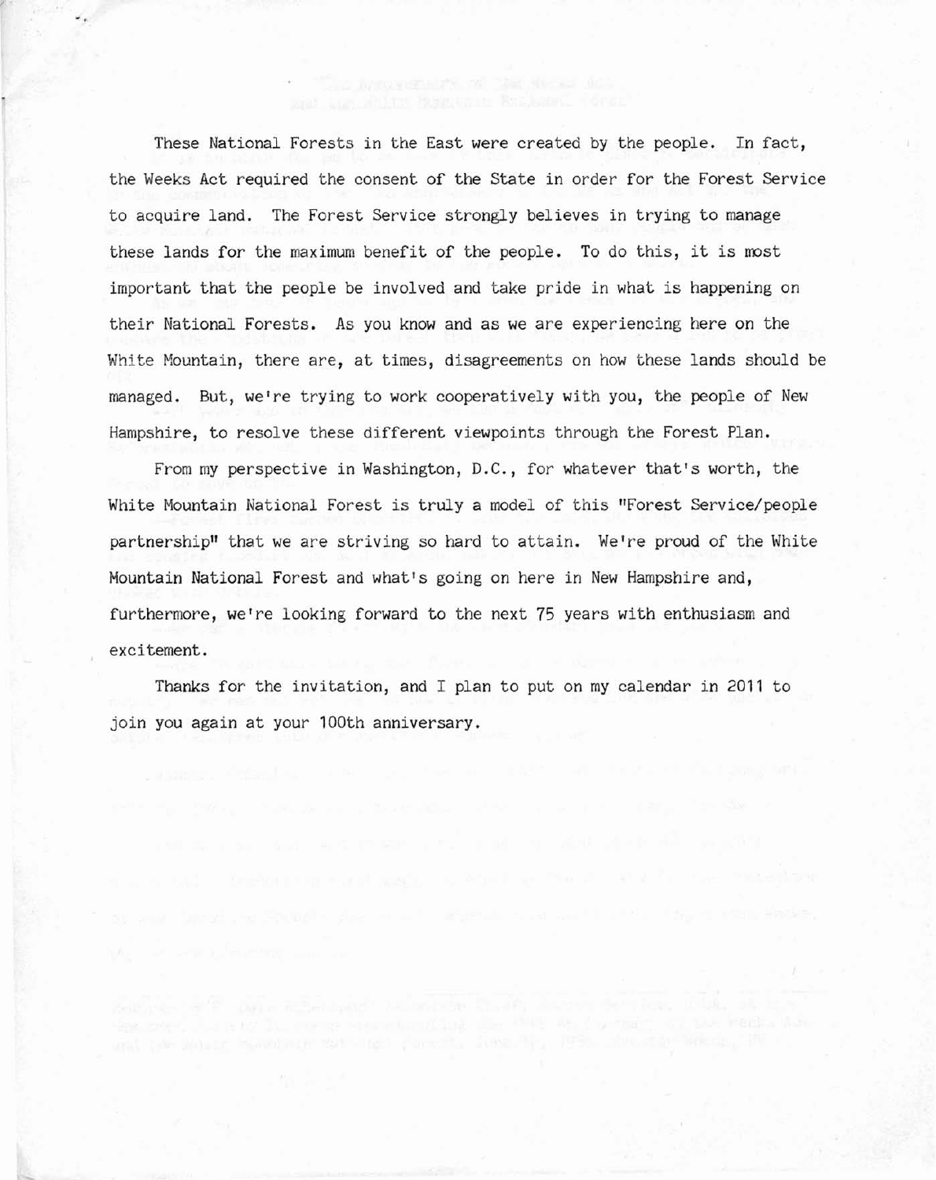These National Forests in the East were created by the people. In fact, the Weeks Act required the consent of the State in order for the Forest Service to acquire land. The Forest Service strongly believes in trying to manage these lands for the maximum benefit of the people. To do this, it is most important that the people be involved and take pride in what is happening on their National Forests. As you know and as we are experiencing here on the White Mountain, there are, at times, disagreements on how these lands should be managed. But, we're trying to work cooperatively with you, the people of New Hampshire, to resolve these different viewpoints through the Forest Plan.

From my perspective in Washington, D.C., for whatever that's worth, the White Mountain National Forest is truly a model of this "Forest Service/people partnership" that we are striving so hard to attain. We're proud of the White Mountain National Forest and what's going on here in New Hampshire and, furthermore, we're looking forward to the next 75 years with enthusiasm and excitement.

Thanks for the invitation, and I plan to put on my calendar in 2011 to join you again at your 100th anniversary.